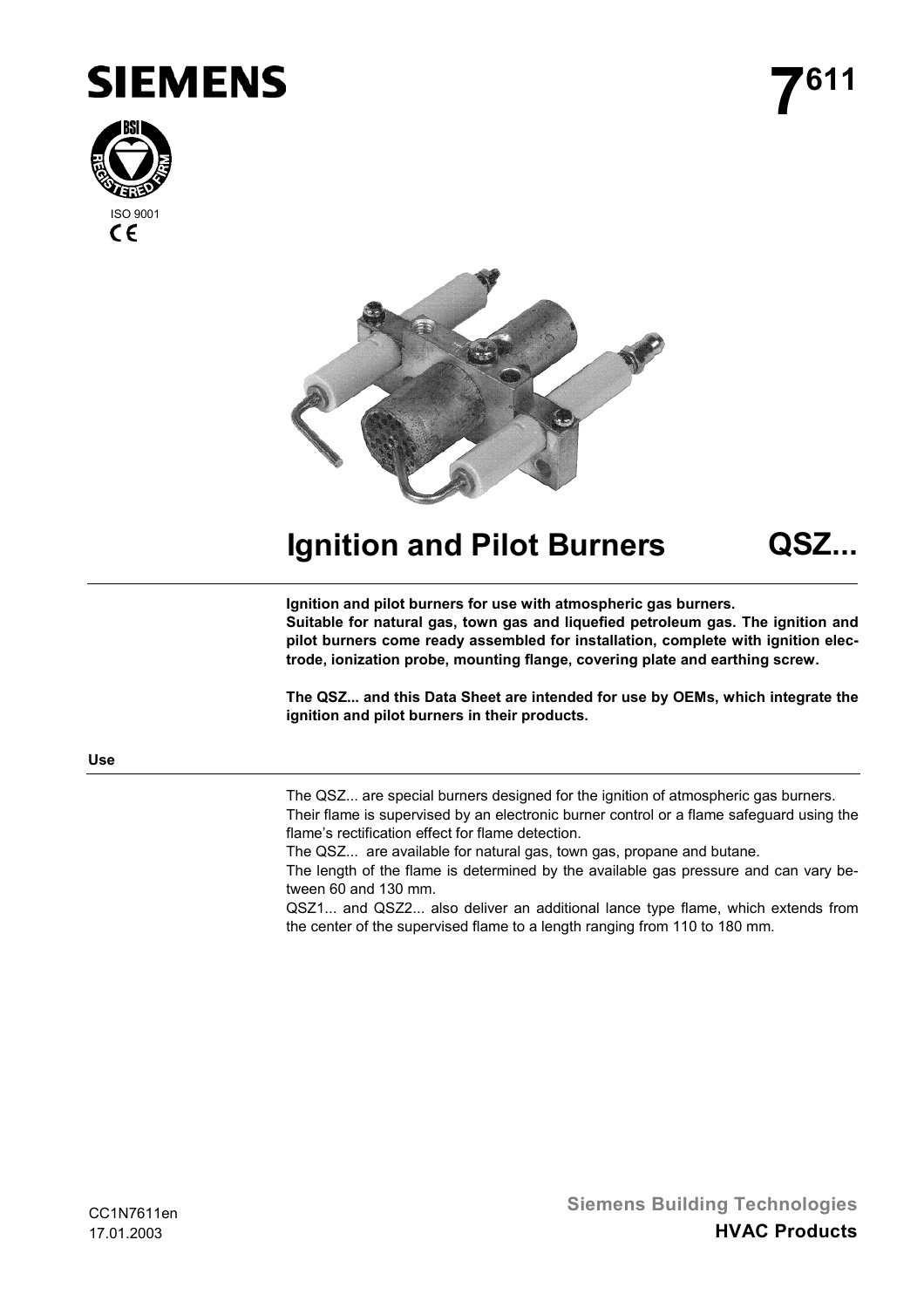# SIEMENS

**7611**

ISO 9001

CE

# Ignition and Pilot Burners QSZ...

**Ignition and pilot burners for use with atmospheric gas burners.**
**Suitable for natural gas, town gas and liquefied petroleum gas. The ignition and pilot burners come ready assembled for installation, complete with ignition electrode, ionization probe, mounting flange, covering plate and earthing screw.**

**The QSZ... and this Data Sheet are intended for use by OEMs, which integrate the ignition and pilot burners in their products.**

## Use

The QSZ... are special burners designed for the ignition of atmospheric gas burners.
Their flame is supervised by an electronic burner control or a flame safeguard using the flame's rectification effect for flame detection.
The QSZ... are available for natural gas, town gas, propane and butane.
The length of the flame is determined by the available gas pressure and can vary between 60 and 130 mm.
QSZ1... and QSZ2... also deliver an additional lance type flame, which extends from the center of the supervised flame to a length ranging from 110 to 180 mm.

CC1N7611en
17.01.2003

**Siemens Building Technologies**
**HVAC Products**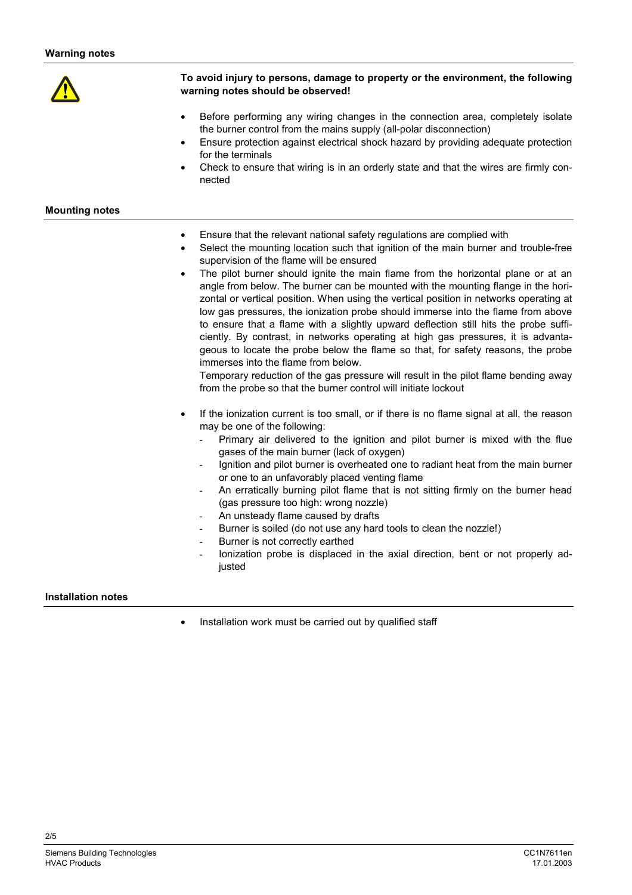## Warning notes

**To avoid injury to persons, damage to property or the environment, the following warning notes should be observed!**

- Before performing any wiring changes in the connection area, completely isolate the burner control from the mains supply (all-polar disconnection)
- Ensure protection against electrical shock hazard by providing adequate protection for the terminals
- Check to ensure that wiring is in an orderly state and that the wires are firmly connected

## Mounting notes

- Ensure that the relevant national safety regulations are complied with
- Select the mounting location such that ignition of the main burner and trouble-free supervision of the flame will be ensured
- The pilot burner should ignite the main flame from the horizontal plane or at an angle from below. The burner can be mounted with the mounting flange in the horizontal or vertical position. When using the vertical position in networks operating at low gas pressures, the ionization probe should immerse into the flame from above to ensure that a flame with a slightly upward deflection still hits the probe sufficiently. By contrast, in networks operating at high gas pressures, it is advantageous to locate the probe below the flame so that, for safety reasons, the probe immerses into the flame from below.
  Temporary reduction of the gas pressure will result in the pilot flame bending away from the probe so that the burner control will initiate lockout

- If the ionization current is too small, or if there is no flame signal at all, the reason may be one of the following:
  - Primary air delivered to the ignition and pilot burner is mixed with the flue gases of the main burner (lack of oxygen)
  - Ignition and pilot burner is overheated one to radiant heat from the main burner or one to an unfavorably placed venting flame
  - An erratically burning pilot flame that is not sitting firmly on the burner head (gas pressure too high: wrong nozzle)
  - An unsteady flame caused by drafts
  - Burner is soiled (do not use any hard tools to clean the nozzle!)
  - Burner is not correctly earthed
  - Ionization probe is displaced in the axial direction, bent or not properly adjusted

## Installation notes

- Installation work must be carried out by qualified staff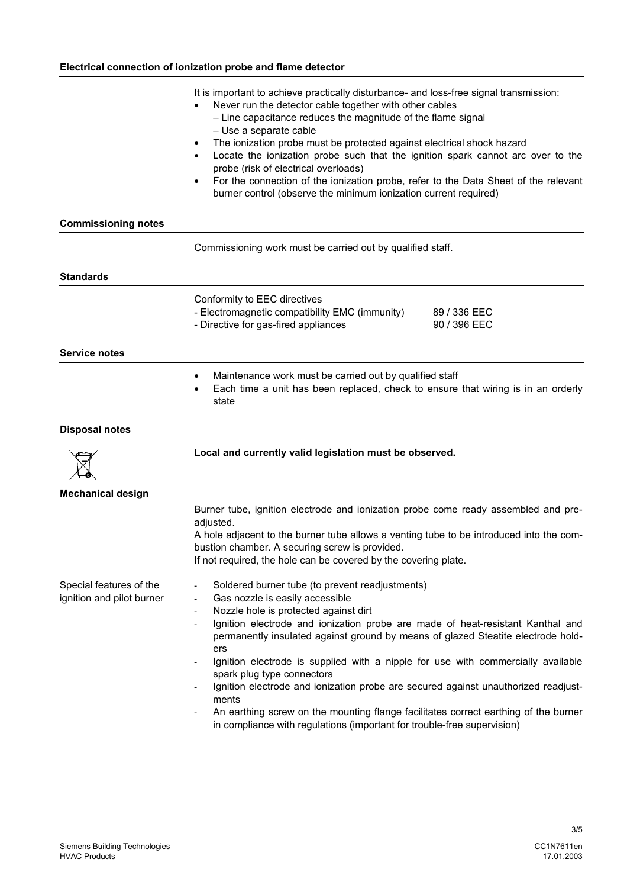## Electrical connection of ionization probe and flame detector

It is important to achieve practically disturbance- and loss-free signal transmission:

- Never run the detector cable together with other cables
  – Line capacitance reduces the magnitude of the flame signal
  – Use a separate cable
- The ionization probe must be protected against electrical shock hazard
- Locate the ionization probe such that the ignition spark cannot arc over to the probe (risk of electrical overloads)
- For the connection of the ionization probe, refer to the Data Sheet of the relevant burner control (observe the minimum ionization current required)

## Commissioning notes

Commissioning work must be carried out by qualified staff.

## Standards

Conformity to EEC directives

| | |
|---|---|
| - Electromagnetic compatibility EMC (immunity) | 89 / 336 EEC |
| - Directive for gas-fired appliances | 90 / 396 EEC |

## Service notes

- Maintenance work must be carried out by qualified staff
- Each time a unit has been replaced, check to ensure that wiring is in an orderly state

## Disposal notes

**Local and currently valid legislation must be observed.**

## Mechanical design

Burner tube, ignition electrode and ionization probe come ready assembled and pre-adjusted.
A hole adjacent to the burner tube allows a venting tube to be introduced into the combustion chamber. A securing screw is provided.
If not required, the hole can be covered by the covering plate.

Special features of the ignition and pilot burner

- Soldered burner tube (to prevent readjustments)
- Gas nozzle is easily accessible
- Nozzle hole is protected against dirt
- Ignition electrode and ionization probe are made of heat-resistant Kanthal and permanently insulated against ground by means of glazed Steatite electrode holders
- Ignition electrode is supplied with a nipple for use with commercially available spark plug type connectors
- Ignition electrode and ionization probe are secured against unauthorized readjustments
- An earthing screw on the mounting flange facilitates correct earthing of the burner in compliance with regulations (important for trouble-free supervision)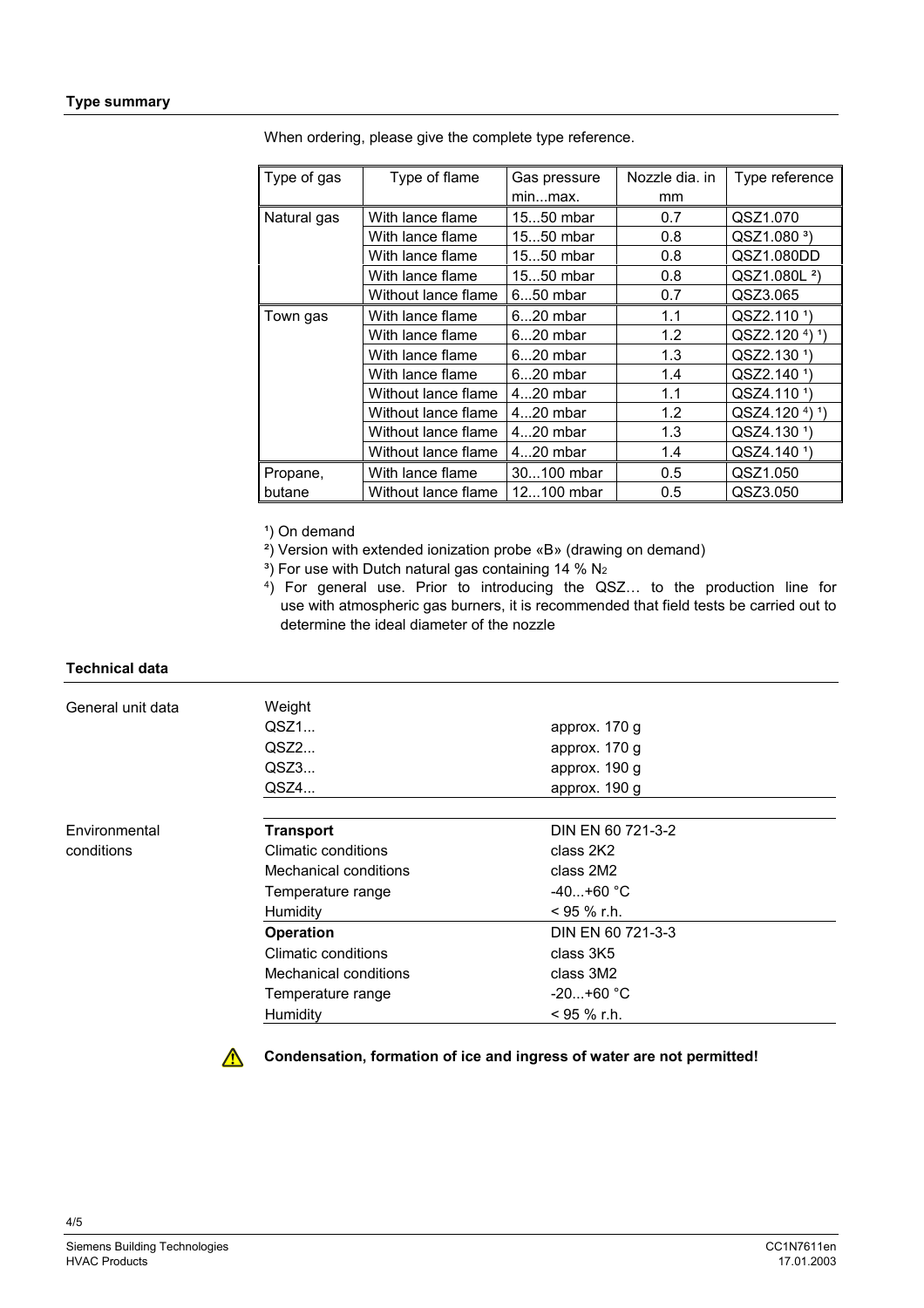## Type summary

When ordering, please give the complete type reference.

| Type of gas | Type of flame | Gas pressure min...max. | Nozzle dia. in mm | Type reference |
|---|---|---|---|---|
| Natural gas | With lance flame | 15...50 mbar | 0.7 | QSZ1.070 |
| | With lance flame | 15...50 mbar | 0.8 | QSZ1.080 [3]) |
| | With lance flame | 15...50 mbar | 0.8 | QSZ1.080DD |
| | With lance flame | 15...50 mbar | 0.8 | QSZ1.080L [2]) |
| | Without lance flame | 6...50 mbar | 0.7 | QSZ3.065 |
| Town gas | With lance flame | 6...20 mbar | 1.1 | QSZ2.110 [1]) |
| | With lance flame | 6...20 mbar | 1.2 | QSZ2.120 [4]) [1]) |
| | With lance flame | 6...20 mbar | 1.3 | QSZ2.130 [1]) |
| | With lance flame | 6...20 mbar | 1.4 | QSZ2.140 [1]) |
| | Without lance flame | 4...20 mbar | 1.1 | QSZ4.110 [1]) |
| | Without lance flame | 4...20 mbar | 1.2 | QSZ4.120 [4]) [1]) |
| | Without lance flame | 4...20 mbar | 1.3 | QSZ4.130 [1]) |
| | Without lance flame | 4...20 mbar | 1.4 | QSZ4.140 [1]) |
| Propane, butane | With lance flame | 30...100 mbar | 0.5 | QSZ1.050 |
| | Without lance flame | 12...100 mbar | 0.5 | QSZ3.050 |

[1]) On demand

[2]) Version with extended ionization probe «B» (drawing on demand)

[3]) For use with Dutch natural gas containing 14 % $N_2$

[4]) For general use. Prior to introducing the QSZ… to the production line for use with atmospheric gas burners, it is recommended that field tests be carried out to determine the ideal diameter of the nozzle

## Technical data

**General unit data**

| Weight | |
|---|---|
| QSZ1... | approx. 170 g |
| QSZ2... | approx. 170 g |
| QSZ3... | approx. 190 g |
| QSZ4... | approx. 190 g |

**Environmental conditions**

| | |
|---|---|
| **Transport** | DIN EN 60 721-3-2 |
| Climatic conditions | class 2K2 |
| Mechanical conditions | class 2M2 |
| Temperature range | -40...+60 °C |
| Humidity | < 95 % r.h. |
| **Operation** | DIN EN 60 721-3-3 |
| Climatic conditions | class 3K5 |
| Mechanical conditions | class 3M2 |
| Temperature range | -20...+60 °C |
| Humidity | < 95 % r.h. |

⚠ **Condensation, formation of ice and ingress of water are not permitted!**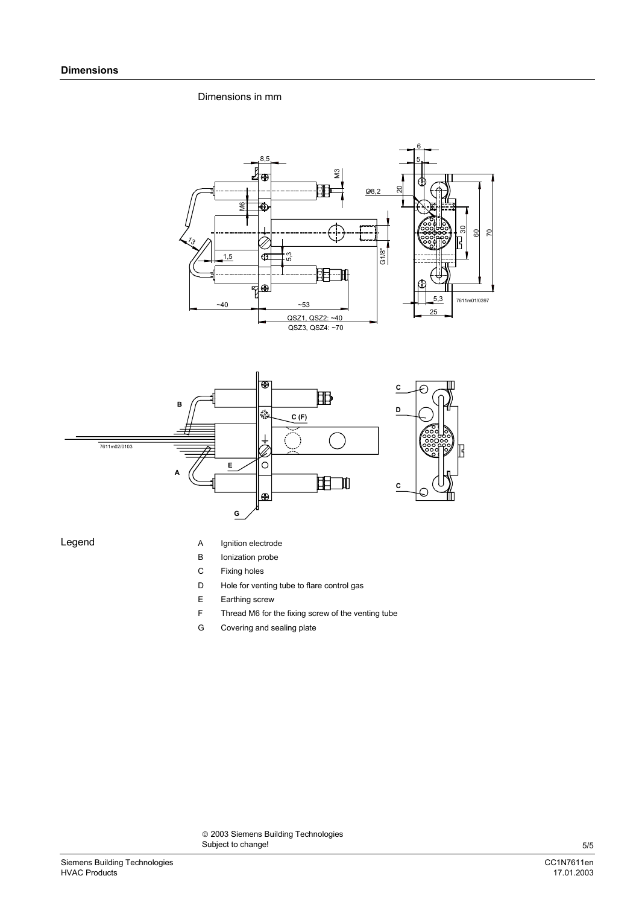## Dimensions

Dimensions in mm

8,5

M3

M6

Ø8,2

7,3

1,5

5,3

G1/8"

~40

~53

QSZ1, QSZ2: ~40

QSZ3, QSZ4: ~70

6

5

20

30

60

70

5,3

25

7611m01/0397

B

C (F)

E

A

G

C

D

C

7611m02/0103

Legend

- A Ignition electrode
- B Ionization probe
- C Fixing holes
- D Hole for venting tube to flare control gas
- E Earthing screw
- F Thread M6 for the fixing screw of the venting tube
- G Covering and sealing plate

© 2003 Siemens Building Technologies
Subject to change!